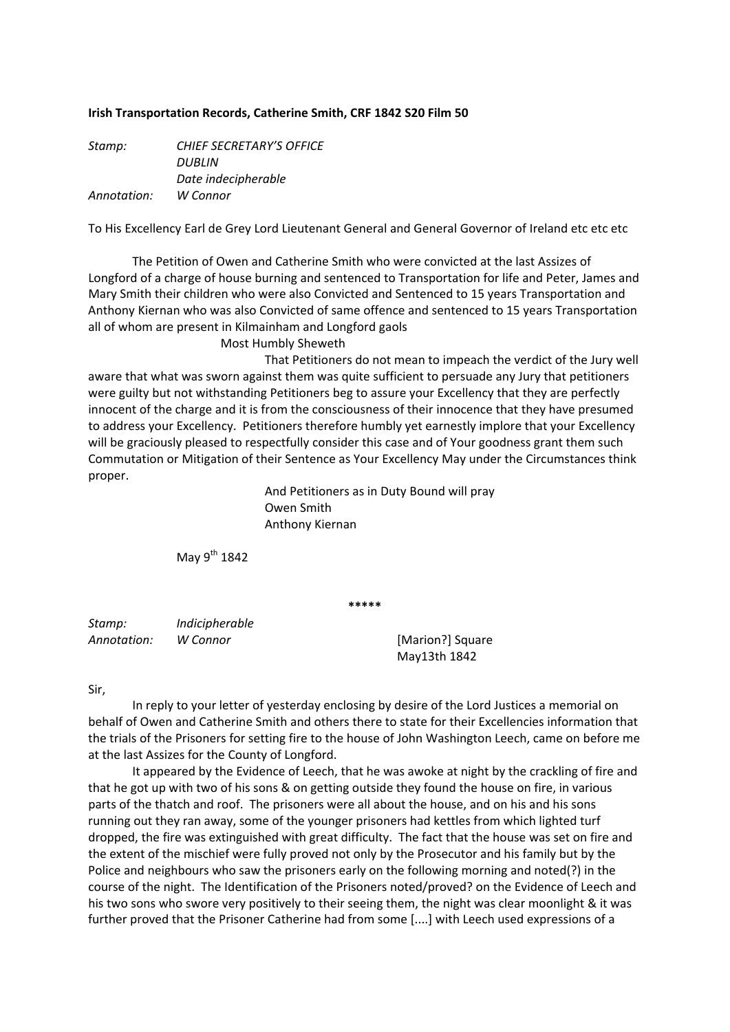**Irish Transportation Records, Catherine Smith, CRF 1842 S20 Film 50**

*Stamp:* *CHIEF SECRETARY'S OFFICE*
*DUBLIN*
*Date indecipherable*
*Annotation:* *W Connor*

To His Excellency Earl de Grey Lord Lieutenant General and General Governor of Ireland etc etc etc

The Petition of Owen and Catherine Smith who were convicted at the last Assizes of Longford of a charge of house burning and sentenced to Transportation for life and Peter, James and Mary Smith their children who were also Convicted and Sentenced to 15 years Transportation and Anthony Kiernan who was also Convicted of same offence and sentenced to 15 years Transportation all of whom are present in Kilmainham and Longford gaols

Most Humbly Sheweth

That Petitioners do not mean to impeach the verdict of the Jury well aware that what was sworn against them was quite sufficient to persuade any Jury that petitioners were guilty but not withstanding Petitioners beg to assure your Excellency that they are perfectly innocent of the charge and it is from the consciousness of their innocence that they have presumed to address your Excellency. Petitioners therefore humbly yet earnestly implore that your Excellency will be graciously pleased to respectfully consider this case and of Your goodness grant them such Commutation or Mitigation of their Sentence as Your Excellency May under the Circumstances think proper.

And Petitioners as in Duty Bound will pray
Owen Smith
Anthony Kiernan

May 9th 1842

\*\*\*\*\*

*Stamp:* *Indicipherable*
*Annotation:* *W Connor*

[Marion?] Square
May13th 1842

Sir,

In reply to your letter of yesterday enclosing by desire of the Lord Justices a memorial on behalf of Owen and Catherine Smith and others there to state for their Excellencies information that the trials of the Prisoners for setting fire to the house of John Washington Leech, came on before me at the last Assizes for the County of Longford.

It appeared by the Evidence of Leech, that he was awoke at night by the crackling of fire and that he got up with two of his sons & on getting outside they found the house on fire, in various parts of the thatch and roof. The prisoners were all about the house, and on his and his sons running out they ran away, some of the younger prisoners had kettles from which lighted turf dropped, the fire was extinguished with great difficulty. The fact that the house was set on fire and the extent of the mischief were fully proved not only by the Prosecutor and his family but by the Police and neighbours who saw the prisoners early on the following morning and noted(?) in the course of the night. The Identification of the Prisoners noted/proved? on the Evidence of Leech and his two sons who swore very positively to their seeing them, the night was clear moonlight & it was further proved that the Prisoner Catherine had from some [....] with Leech used expressions of a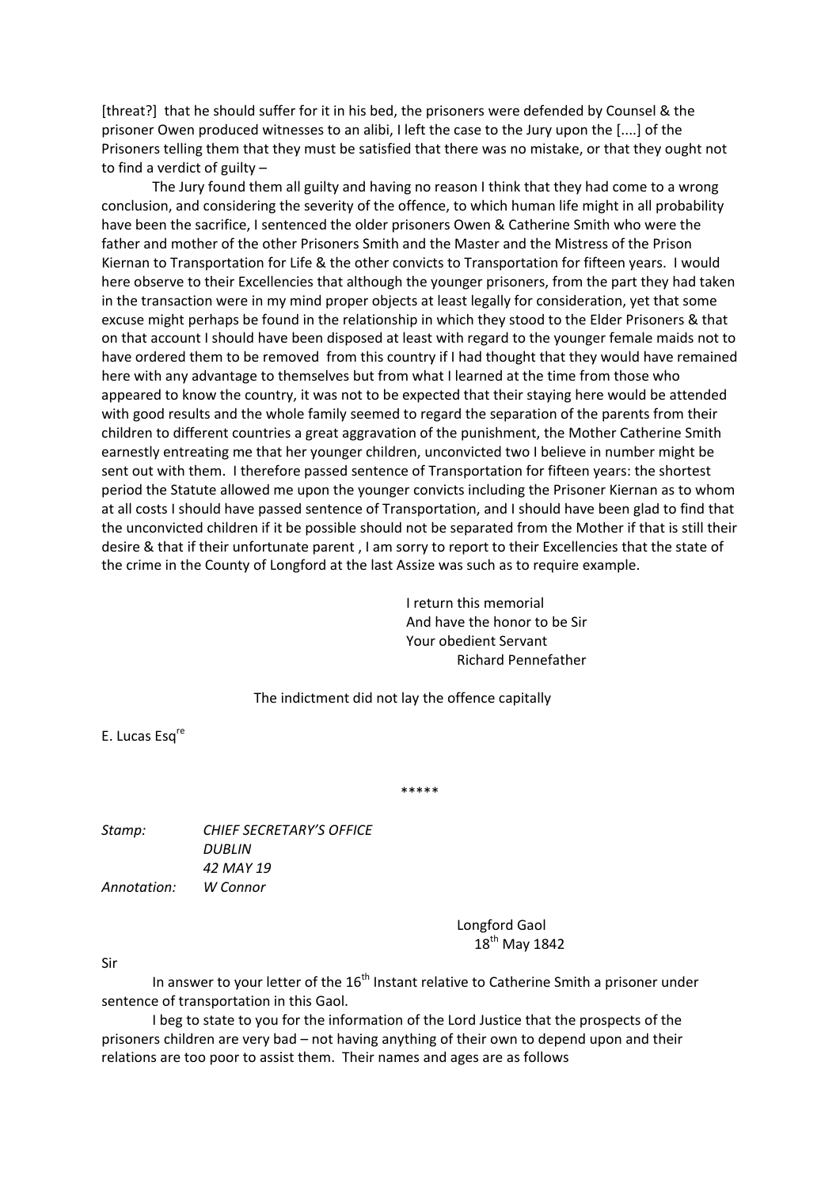[threat?] that he should suffer for it in his bed, the prisoners were defended by Counsel & the prisoner Owen produced witnesses to an alibi, I left the case to the Jury upon the [....] of the Prisoners telling them that they must be satisfied that there was no mistake, or that they ought not to find a verdict of guilty –

The Jury found them all guilty and having no reason I think that they had come to a wrong conclusion, and considering the severity of the offence, to which human life might in all probability have been the sacrifice, I sentenced the older prisoners Owen & Catherine Smith who were the father and mother of the other Prisoners Smith and the Master and the Mistress of the Prison Kiernan to Transportation for Life & the other convicts to Transportation for fifteen years. I would here observe to their Excellencies that although the younger prisoners, from the part they had taken in the transaction were in my mind proper objects at least legally for consideration, yet that some excuse might perhaps be found in the relationship in which they stood to the Elder Prisoners & that on that account I should have been disposed at least with regard to the younger female maids not to have ordered them to be removed from this country if I had thought that they would have remained here with any advantage to themselves but from what I learned at the time from those who appeared to know the country, it was not to be expected that their staying here would be attended with good results and the whole family seemed to regard the separation of the parents from their children to different countries a great aggravation of the punishment, the Mother Catherine Smith earnestly entreating me that her younger children, unconvicted two I believe in number might be sent out with them. I therefore passed sentence of Transportation for fifteen years: the shortest period the Statute allowed me upon the younger convicts including the Prisoner Kiernan as to whom at all costs I should have passed sentence of Transportation, and I should have been glad to find that the unconvicted children if it be possible should not be separated from the Mother if that is still their desire & that if their unfortunate parent , I am sorry to report to their Excellencies that the state of the crime in the County of Longford at the last Assize was such as to require example.

I return this memorial
And have the honor to be Sir
Your obedient Servant
Richard Pennefather

The indictment did not lay the offence capitally

E. Lucas Esq[re]

*****

*Stamp:* *CHIEF SECRETARY'S OFFICE*
*DUBLIN*
*42 MAY 19*

*Annotation:* *W Connor*

Longford Gaol
18[th] May 1842

Sir

In answer to your letter of the 16[th] Instant relative to Catherine Smith a prisoner under sentence of transportation in this Gaol.

I beg to state to you for the information of the Lord Justice that the prospects of the prisoners children are very bad – not having anything of their own to depend upon and their relations are too poor to assist them. Their names and ages are as follows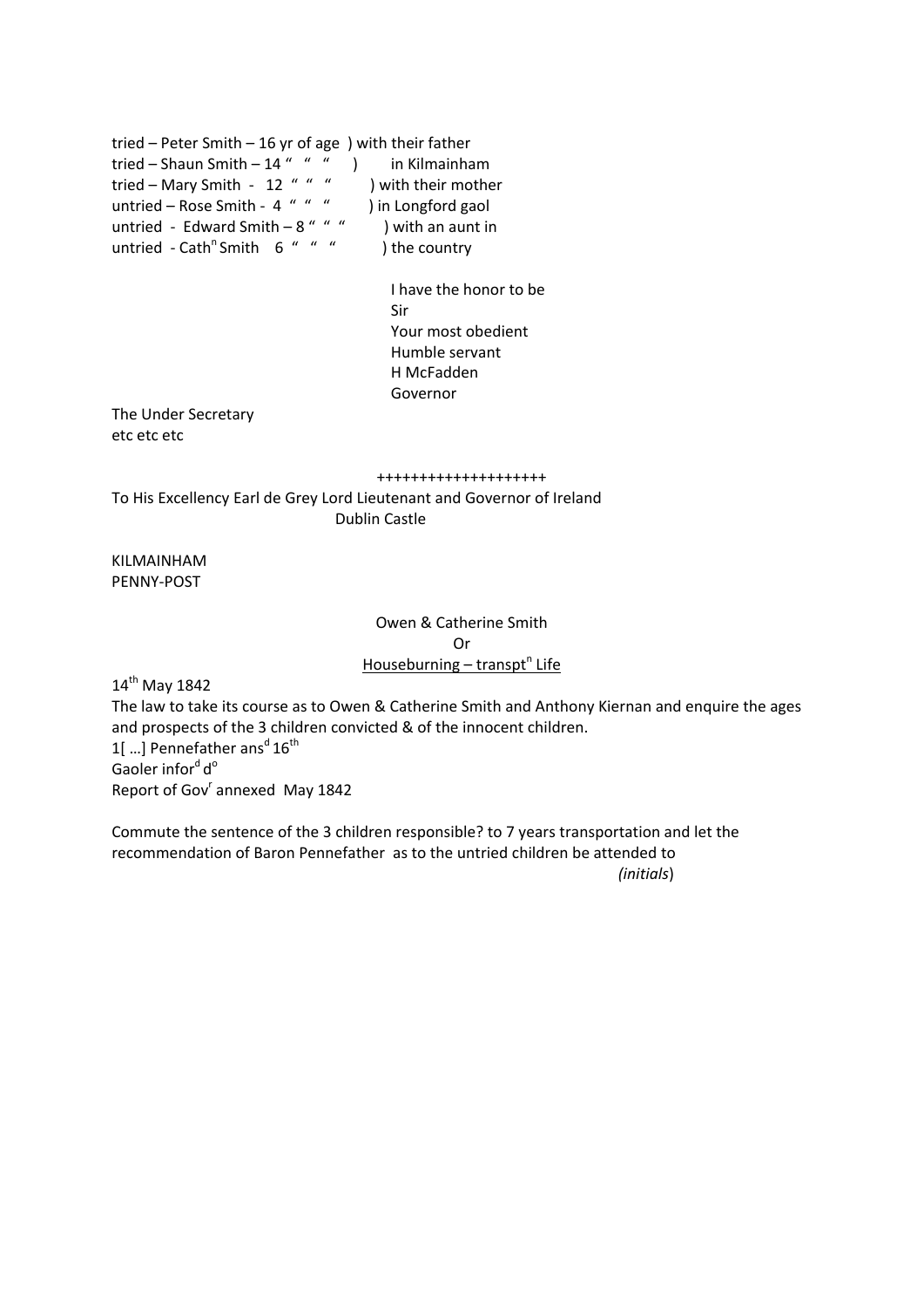tried – Peter Smith – 16 yr of age ) with their father
tried – Shaun Smith – 14 " " " ) in Kilmainham
tried – Mary Smith - 12 " " " ) with their mother
untried – Rose Smith - 4 " " " ) in Longford gaol
untried - Edward Smith – 8 " " " ) with an aunt in
untried - Cath$^{n}$ Smith 6 " " " ) the country

I have the honor to be
Sir
Your most obedient
Humble servant
H McFadden
Governor

The Under Secretary
etc etc etc

++++++++++++++++++++

To His Excellency Earl de Grey Lord Lieutenant and Governor of Ireland
Dublin Castle

KILMAINHAM
PENNY-POST

Owen & Catherine Smith
Or
<u>Houseburning – transpt$^{n}$ Life</u>

14$^{th}$ May 1842
The law to take its course as to Owen & Catherine Smith and Anthony Kiernan and enquire the ages and prospects of the 3 children convicted & of the innocent children.
1[ …] Pennefather ans$^{d}$ 16$^{th}$
Gaoler infor$^{d}$ d$^{o}$
Report of Gov$^{r}$ annexed May 1842

Commute the sentence of the 3 children responsible? to 7 years transportation and let the recommendation of Baron Pennefather as to the untried children be attended to
*(initials)*